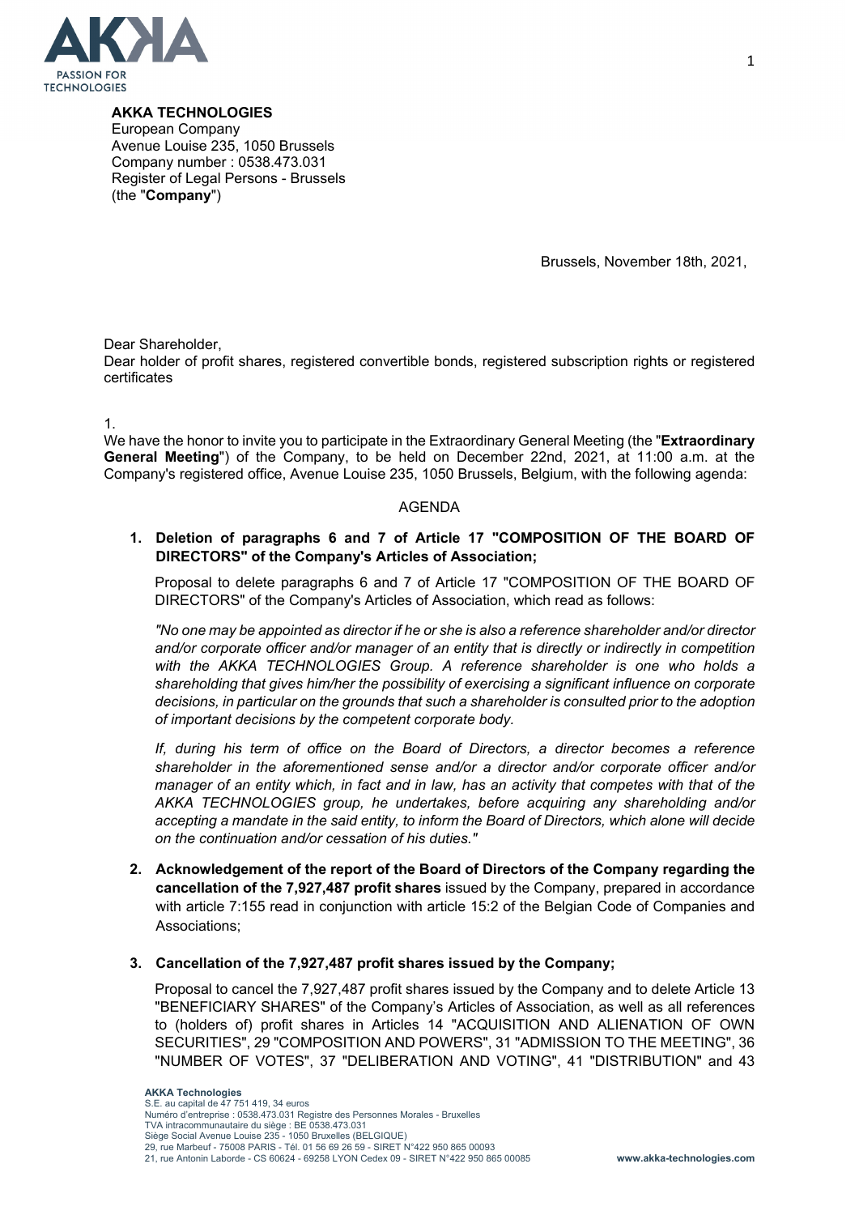**AKKA TECHNOLOGIES**
European Company
Avenue Louise 235, 1050 Brussels
Company number : 0538.473.031
Register of Legal Persons - Brussels
(the "**Company**")

Brussels, November 18th, 2021,

Dear Shareholder,
Dear holder of profit shares, registered convertible bonds, registered subscription rights or registered certificates

1.
We have the honor to invite you to participate in the Extraordinary General Meeting (the "**Extraordinary General Meeting**") of the Company, to be held on December 22nd, 2021, at 11:00 a.m. at the Company's registered office, Avenue Louise 235, 1050 Brussels, Belgium, with the following agenda:

AGENDA

1. **Deletion of paragraphs 6 and 7 of Article 17 "COMPOSITION OF THE BOARD OF DIRECTORS" of the Company's Articles of Association;**

   Proposal to delete paragraphs 6 and 7 of Article 17 "COMPOSITION OF THE BOARD OF DIRECTORS" of the Company's Articles of Association, which read as follows:

   *"No one may be appointed as director if he or she is also a reference shareholder and/or director and/or corporate officer and/or manager of an entity that is directly or indirectly in competition with the AKKA TECHNOLOGIES Group. A reference shareholder is one who holds a shareholding that gives him/her the possibility of exercising a significant influence on corporate decisions, in particular on the grounds that such a shareholder is consulted prior to the adoption of important decisions by the competent corporate body.*

   *If, during his term of office on the Board of Directors, a director becomes a reference shareholder in the aforementioned sense and/or a director and/or corporate officer and/or manager of an entity which, in fact and in law, has an activity that competes with that of the AKKA TECHNOLOGIES group, he undertakes, before acquiring any shareholding and/or accepting a mandate in the said entity, to inform the Board of Directors, which alone will decide on the continuation and/or cessation of his duties."*

2. **Acknowledgement of the report of the Board of Directors of the Company regarding the cancellation of the 7,927,487 profit shares** issued by the Company, prepared in accordance with article 7:155 read in conjunction with article 15:2 of the Belgian Code of Companies and Associations;

3. **Cancellation of the 7,927,487 profit shares issued by the Company;**

   Proposal to cancel the 7,927,487 profit shares issued by the Company and to delete Article 13 "BENEFICIARY SHARES" of the Company's Articles of Association, as well as all references to (holders of) profit shares in Articles 14 "ACQUISITION AND ALIENATION OF OWN SECURITIES", 29 "COMPOSITION AND POWERS", 31 "ADMISSION TO THE MEETING", 36 "NUMBER OF VOTES", 37 "DELIBERATION AND VOTING", 41 "DISTRIBUTION" and 43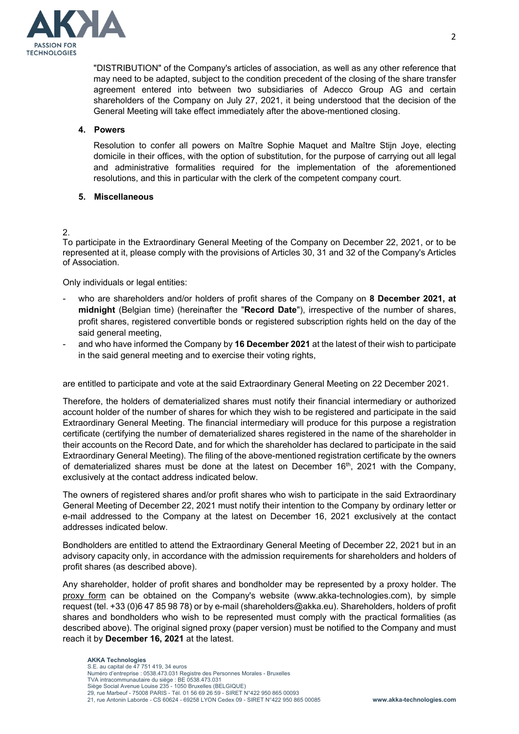"DISTRIBUTION" of the Company's articles of association, as well as any other reference that may need to be adapted, subject to the condition precedent of the closing of the share transfer agreement entered into between two subsidiaries of Adecco Group AG and certain shareholders of the Company on July 27, 2021, it being understood that the decision of the General Meeting will take effect immediately after the above-mentioned closing.

**4. Powers**

Resolution to confer all powers on Maître Sophie Maquet and Maître Stijn Joye, electing domicile in their offices, with the option of substitution, for the purpose of carrying out all legal and administrative formalities required for the implementation of the aforementioned resolutions, and this in particular with the clerk of the competent company court.

**5. Miscellaneous**

2.
To participate in the Extraordinary General Meeting of the Company on December 22, 2021, or to be represented at it, please comply with the provisions of Articles 30, 31 and 32 of the Company's Articles of Association.

Only individuals or legal entities:

- who are shareholders and/or holders of profit shares of the Company on **8 December 2021, at midnight** (Belgian time) (hereinafter the "**Record Date**"), irrespective of the number of shares, profit shares, registered convertible bonds or registered subscription rights held on the day of the said general meeting,
- and who have informed the Company by **16 December 2021** at the latest of their wish to participate in the said general meeting and to exercise their voting rights,

are entitled to participate and vote at the said Extraordinary General Meeting on 22 December 2021.

Therefore, the holders of dematerialized shares must notify their financial intermediary or authorized account holder of the number of shares for which they wish to be registered and participate in the said Extraordinary General Meeting. The financial intermediary will produce for this purpose a registration certificate (certifying the number of dematerialized shares registered in the name of the shareholder in their accounts on the Record Date, and for which the shareholder has declared to participate in the said Extraordinary General Meeting). The filing of the above-mentioned registration certificate by the owners of dematerialized shares must be done at the latest on December 16th, 2021 with the Company, exclusively at the contact address indicated below.

The owners of registered shares and/or profit shares who wish to participate in the said Extraordinary General Meeting of December 22, 2021 must notify their intention to the Company by ordinary letter or e-mail addressed to the Company at the latest on December 16, 2021 exclusively at the contact addresses indicated below.

Bondholders are entitled to attend the Extraordinary General Meeting of December 22, 2021 but in an advisory capacity only, in accordance with the admission requirements for shareholders and holders of profit shares (as described above).

Any shareholder, holder of profit shares and bondholder may be represented by a proxy holder. The proxy form can be obtained on the Company's website (www.akka-technologies.com), by simple request (tel. +33 (0)6 47 85 98 78) or by e-mail (shareholders@akka.eu). Shareholders, holders of profit shares and bondholders who wish to be represented must comply with the practical formalities (as described above). The original signed proxy (paper version) must be notified to the Company and must reach it by **December 16, 2021** at the latest.

**AKKA Technologies**
S.E. au capital de 47 751 419, 34 euros
Numéro d'entreprise : 0538.473.031 Registre des Personnes Morales - Bruxelles
TVA intracommunautaire du siège : BE 0538.473.031
Siège Social Avenue Louise 235 - 1050 Bruxelles (BELGIQUE)
29, rue Marbeuf - 75008 PARIS - Tél. 01 56 69 26 59 - SIRET N°422 950 865 00093
21, rue Antonin Laborde - CS 60624 - 69258 LYON Cedex 09 - SIRET N°422 950 865 00085 www.akka-technologies.com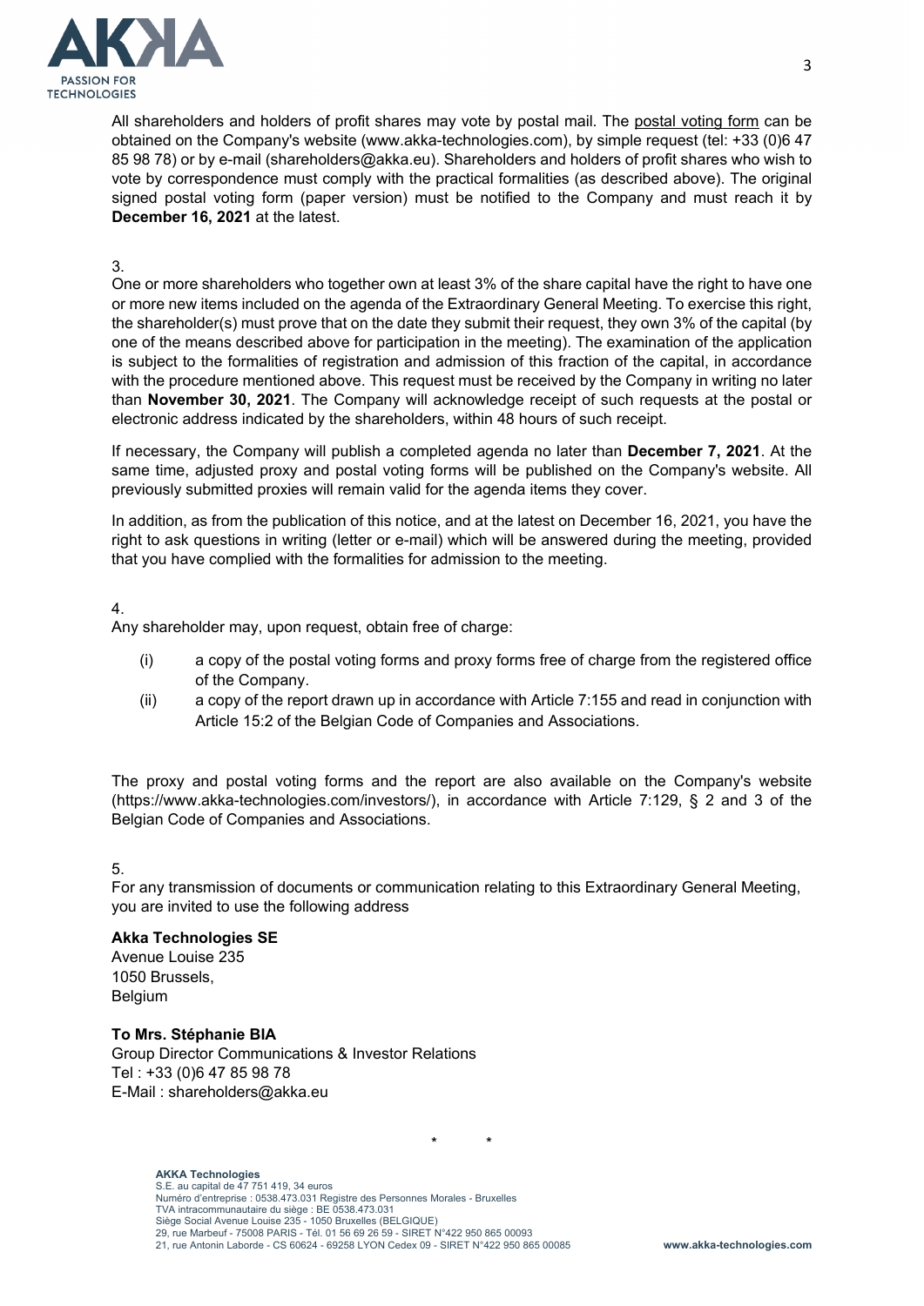All shareholders and holders of profit shares may vote by postal mail. The postal voting form can be obtained on the Company's website (www.akka-technologies.com), by simple request (tel: +33 (0)6 47 85 98 78) or by e-mail (shareholders@akka.eu). Shareholders and holders of profit shares who wish to vote by correspondence must comply with the practical formalities (as described above). The original signed postal voting form (paper version) must be notified to the Company and must reach it by **December 16, 2021** at the latest.

3.
One or more shareholders who together own at least 3% of the share capital have the right to have one or more new items included on the agenda of the Extraordinary General Meeting. To exercise this right, the shareholder(s) must prove that on the date they submit their request, they own 3% of the capital (by one of the means described above for participation in the meeting). The examination of the application is subject to the formalities of registration and admission of this fraction of the capital, in accordance with the procedure mentioned above. This request must be received by the Company in writing no later than **November 30, 2021**. The Company will acknowledge receipt of such requests at the postal or electronic address indicated by the shareholders, within 48 hours of such receipt.

If necessary, the Company will publish a completed agenda no later than **December 7, 2021**. At the same time, adjusted proxy and postal voting forms will be published on the Company's website. All previously submitted proxies will remain valid for the agenda items they cover.

In addition, as from the publication of this notice, and at the latest on December 16, 2021, you have the right to ask questions in writing (letter or e-mail) which will be answered during the meeting, provided that you have complied with the formalities for admission to the meeting.

4.
Any shareholder may, upon request, obtain free of charge:

(i) a copy of the postal voting forms and proxy forms free of charge from the registered office of the Company.

(ii) a copy of the report drawn up in accordance with Article 7:155 and read in conjunction with Article 15:2 of the Belgian Code of Companies and Associations.

The proxy and postal voting forms and the report are also available on the Company's website (https://www.akka-technologies.com/investors/), in accordance with Article 7:129, § 2 and 3 of the Belgian Code of Companies and Associations.

5.
For any transmission of documents or communication relating to this Extraordinary General Meeting, you are invited to use the following address

**Akka Technologies SE**
Avenue Louise 235
1050 Brussels,
Belgium

**To Mrs. Stéphanie BIA**
Group Director Communications & Investor Relations
Tel : +33 (0)6 47 85 98 78
E-Mail : shareholders@akka.eu

\* \*

**AKKA Technologies**
S.E. au capital de 47 751 419, 34 euros
Numéro d'entreprise : 0538.473.031 Registre des Personnes Morales - Bruxelles
TVA intracommunautaire du siège : BE 0538.473.031
Siège Social Avenue Louise 235 - 1050 Bruxelles (BELGIQUE)
29, rue Marbeuf - 75008 PARIS - Tél. 01 56 69 26 59 - SIRET N°422 950 865 00093
21, rue Antonin Laborde - CS 60624 - 69258 LYON Cedex 09 - SIRET N°422 950 865 00085

**www.akka-technologies.com**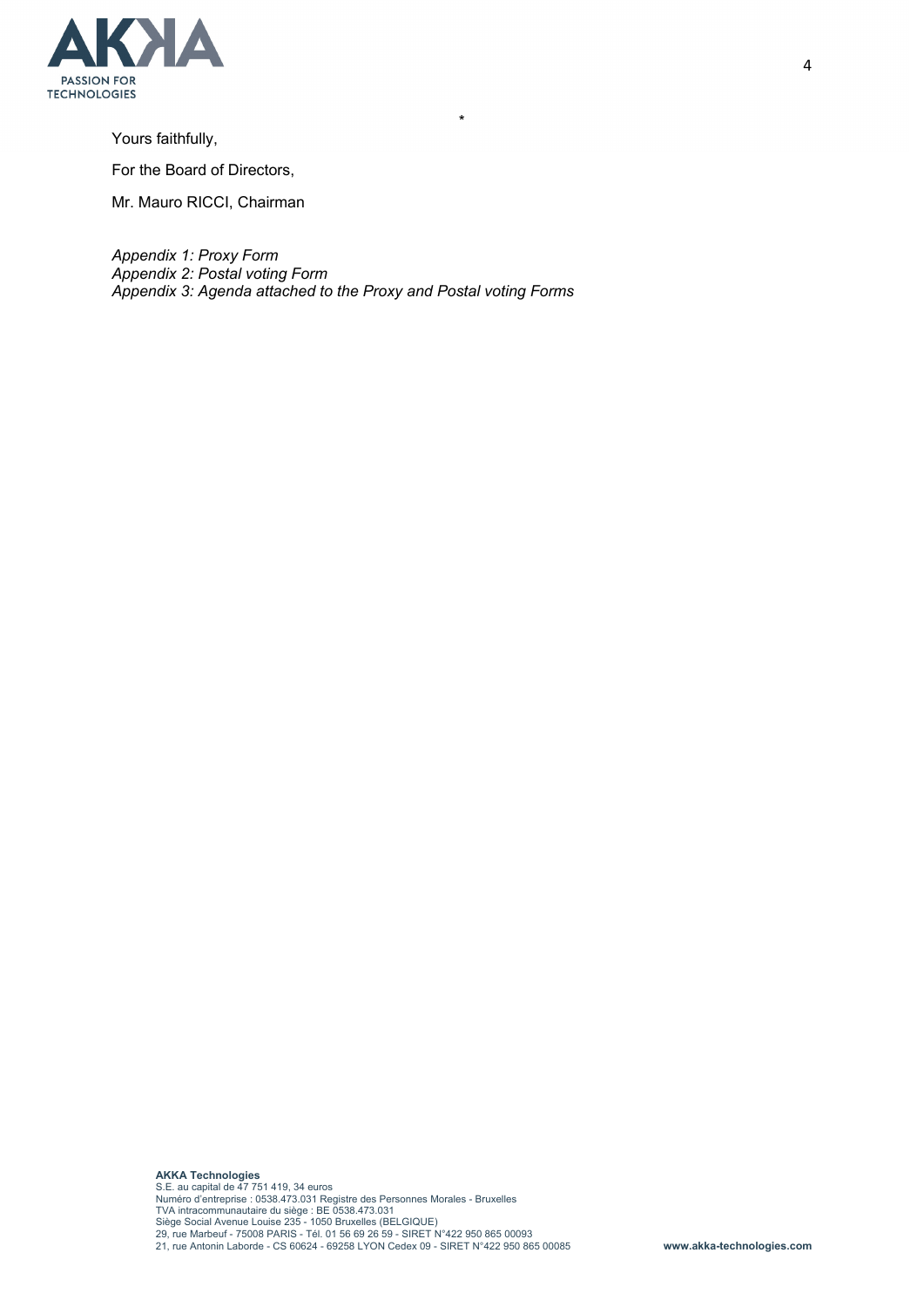*

Yours faithfully,

For the Board of Directors,

Mr. Mauro RICCI, Chairman

*Appendix 1: Proxy Form*
*Appendix 2: Postal voting Form*
*Appendix 3: Agenda attached to the Proxy and Postal voting Forms*